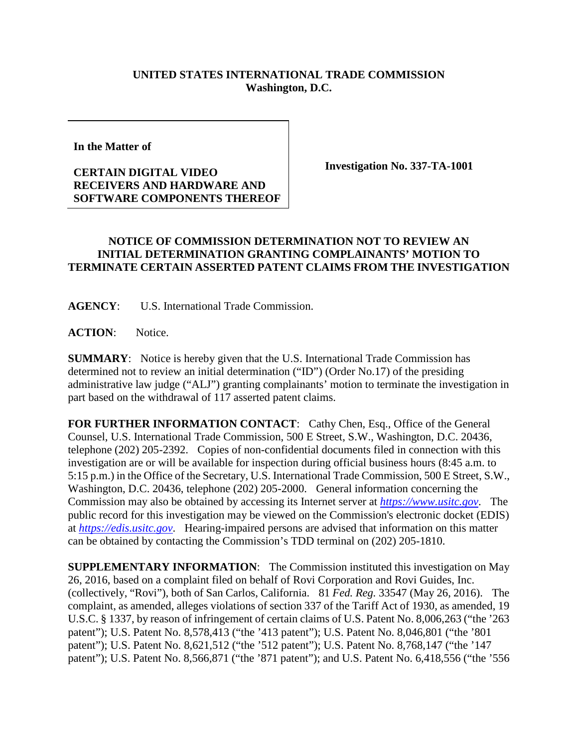**UNITED STATES INTERNATIONAL TRADE COMMISSION**
**Washington, D.C.**

**In the Matter of**

**CERTAIN DIGITAL VIDEO RECEIVERS AND HARDWARE AND SOFTWARE COMPONENTS THEREOF**

**Investigation No. 337-TA-1001**

**NOTICE OF COMMISSION DETERMINATION NOT TO REVIEW AN INITIAL DETERMINATION GRANTING COMPLAINANTS' MOTION TO TERMINATE CERTAIN ASSERTED PATENT CLAIMS FROM THE INVESTIGATION**

**AGENCY**: U.S. International Trade Commission.

**ACTION**: Notice.

**SUMMARY**: Notice is hereby given that the U.S. International Trade Commission has determined not to review an initial determination ("ID") (Order No.17) of the presiding administrative law judge ("ALJ") granting complainants' motion to terminate the investigation in part based on the withdrawal of 117 asserted patent claims.

**FOR FURTHER INFORMATION CONTACT**: Cathy Chen, Esq., Office of the General Counsel, U.S. International Trade Commission, 500 E Street, S.W., Washington, D.C. 20436, telephone (202) 205-2392. Copies of non-confidential documents filed in connection with this investigation are or will be available for inspection during official business hours (8:45 a.m. to 5:15 p.m.) in the Office of the Secretary, U.S. International Trade Commission, 500 E Street, S.W., Washington, D.C. 20436, telephone (202) 205-2000. General information concerning the Commission may also be obtained by accessing its Internet server at [https://www.usitc.gov](https://www.usitc.gov). The public record for this investigation may be viewed on the Commission's electronic docket (EDIS) at [https://edis.usitc.gov](https://edis.usitc.gov). Hearing-impaired persons are advised that information on this matter can be obtained by contacting the Commission's TDD terminal on (202) 205-1810.

**SUPPLEMENTARY INFORMATION**: The Commission instituted this investigation on May 26, 2016, based on a complaint filed on behalf of Rovi Corporation and Rovi Guides, Inc. (collectively, "Rovi"), both of San Carlos, California. 81 *Fed. Reg.* 33547 (May 26, 2016). The complaint, as amended, alleges violations of section 337 of the Tariff Act of 1930, as amended, 19 U.S.C. § 1337, by reason of infringement of certain claims of U.S. Patent No. 8,006,263 ("the '263 patent"); U.S. Patent No. 8,578,413 ("the '413 patent"); U.S. Patent No. 8,046,801 ("the '801 patent"); U.S. Patent No. 8,621,512 ("the '512 patent"); U.S. Patent No. 8,768,147 ("the '147 patent"); U.S. Patent No. 8,566,871 ("the '871 patent"); and U.S. Patent No. 6,418,556 ("the '556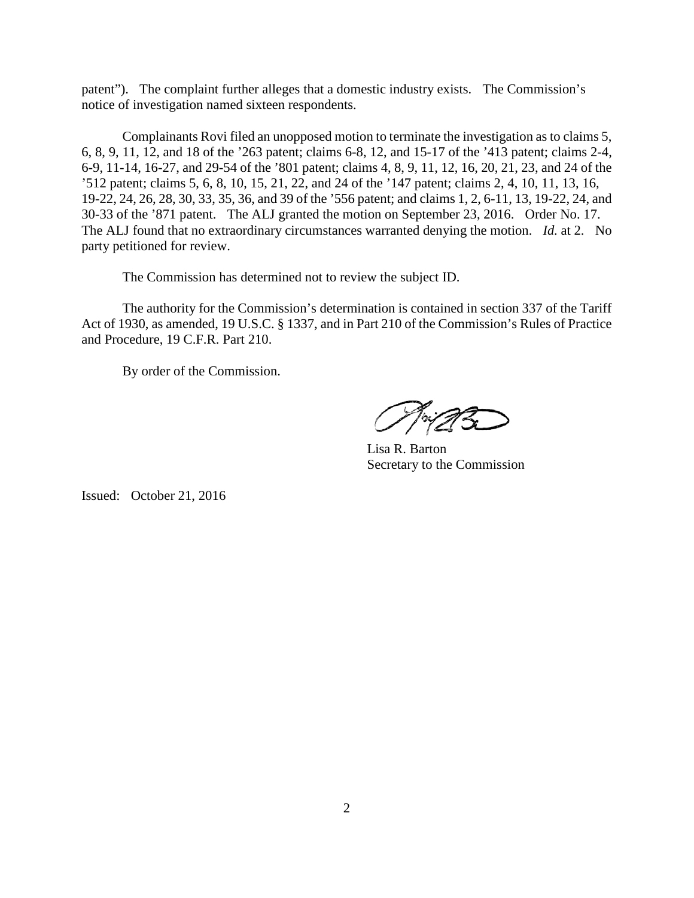patent"). The complaint further alleges that a domestic industry exists. The Commission's notice of investigation named sixteen respondents.

Complainants Rovi filed an unopposed motion to terminate the investigation as to claims 5, 6, 8, 9, 11, 12, and 18 of the '263 patent; claims 6-8, 12, and 15-17 of the '413 patent; claims 2-4, 6-9, 11-14, 16-27, and 29-54 of the '801 patent; claims 4, 8, 9, 11, 12, 16, 20, 21, 23, and 24 of the '512 patent; claims 5, 6, 8, 10, 15, 21, 22, and 24 of the '147 patent; claims 2, 4, 10, 11, 13, 16, 19-22, 24, 26, 28, 30, 33, 35, 36, and 39 of the '556 patent; and claims 1, 2, 6-11, 13, 19-22, 24, and 30-33 of the '871 patent. The ALJ granted the motion on September 23, 2016. Order No. 17. The ALJ found that no extraordinary circumstances warranted denying the motion. *Id.* at 2. No party petitioned for review.

The Commission has determined not to review the subject ID.

The authority for the Commission's determination is contained in section 337 of the Tariff Act of 1930, as amended, 19 U.S.C. § 1337, and in Part 210 of the Commission's Rules of Practice and Procedure, 19 C.F.R. Part 210.

By order of the Commission.

Lisa R. Barton
Secretary to the Commission

Issued: October 21, 2016